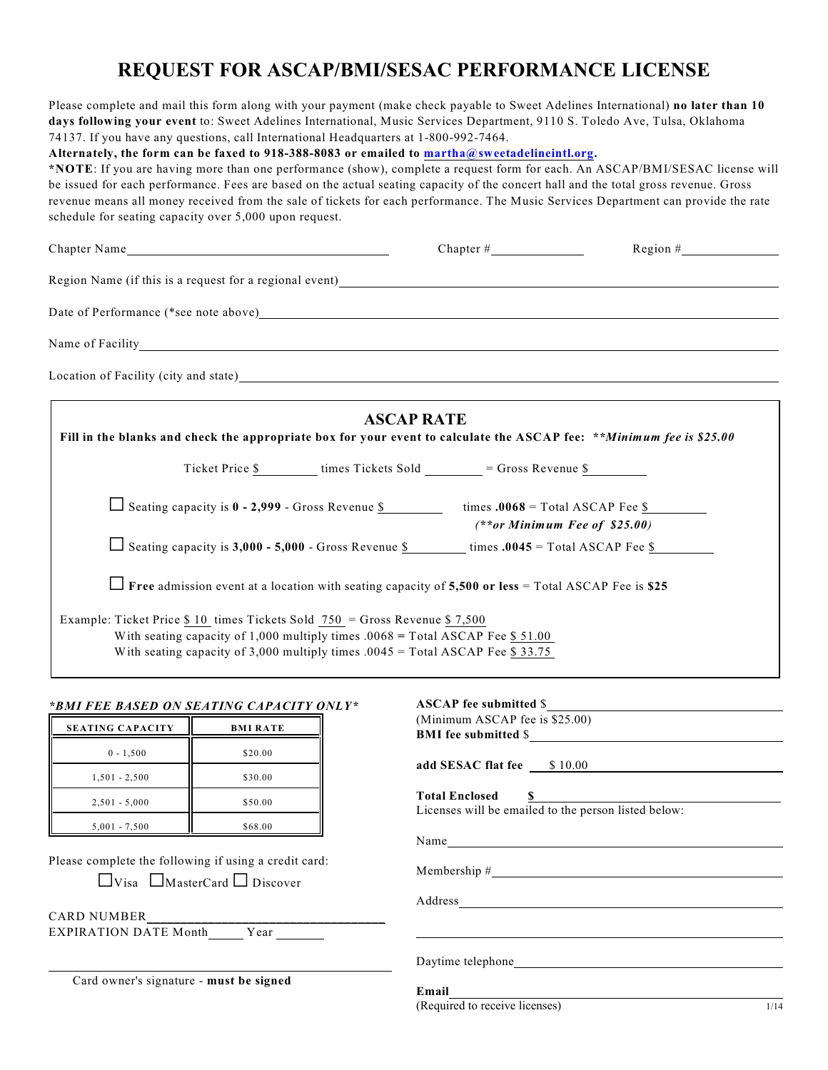# REQUEST FOR ASCAP/BMI/SESAC PERFORMANCE LICENSE

Please complete and mail this form along with your payment (make check payable to Sweet Adelines International) **no later than 10 days following your event** to: Sweet Adelines International, Music Services Department, 9110 S. Toledo Ave, Tulsa, Oklahoma 74137. If you have any questions, call International Headquarters at 1-800-992-7464.

**Alternately, the form can be faxed to 918-388-8083 or emailed to martha@sweetadelineintl.org.**

***NOTE**: If you are having more than one performance (show), complete a request form for each. An ASCAP/BMI/SESAC license will be issued for each performance. Fees are based on the actual seating capacity of the concert hall and the total gross revenue. Gross revenue means all money received from the sale of tickets for each performance. The Music Services Department can provide the rate schedule for seating capacity over 5,000 upon request.

Chapter Name________________________ Chapter #__________ Region #__________

Region Name (if this is a request for a regional event)________________________

Date of Performance (*see note above)________________________

Name of Facility________________________

Location of Facility (city and state)________________________

## ASCAP RATE

**Fill in the blanks and check the appropriate box for your event to calculate the ASCAP fee: *\*\*Minimum fee is $25.00***

Ticket Price $________ times Tickets Sold ________ = Gross Revenue $________

☐ Seating capacity is **0 - 2,999** - Gross Revenue $________ times **.0068** = Total ASCAP Fee $________
***(\*\*or Minimum Fee of $25.00)***

☐ Seating capacity is **3,000 - 5,000** - Gross Revenue $________ times **.0045** = Total ASCAP Fee $________

☐ **Free** admission event at a location with seating capacity of **5,500 or less** = Total ASCAP Fee is **$25**

Example: Ticket Price $ 10 times Tickets Sold 750 = Gross Revenue $ 7,500
With seating capacity of 1,000 multiply times .0068 = Total ASCAP Fee $ 51.00
With seating capacity of 3,000 multiply times .0045 = Total ASCAP Fee $ 33.75

***\*BMI FEE BASED ON SEATING CAPACITY ONLY\****

| SEATING CAPACITY | BMI RATE |
|---|---|
| 0 - 1,500 | $20.00 |
| 1,501 - 2,500 | $30.00 |
| 2,501 - 5,000 | $50.00 |
| 5,001 - 7,500 | $68.00 |

Please complete the following if using a credit card:

☐Visa ☐MasterCard ☐ Discover

CARD NUMBER________________________
EXPIRATION DATE Month______ Year________

________________________
Card owner's signature - **must be signed**

**ASCAP fee submitted** $________________________
(Minimum ASCAP fee is $25.00)
**BMI fee submitted** $________________________

**add SESAC flat fee** $ 10.00

**Total Enclosed $**________________________
Licenses will be emailed to the person listed below:

Name________________________

Membership #________________________

Address________________________

________________________

Daytime telephone________________________

**Email**________________________
(Required to receive licenses)

1/14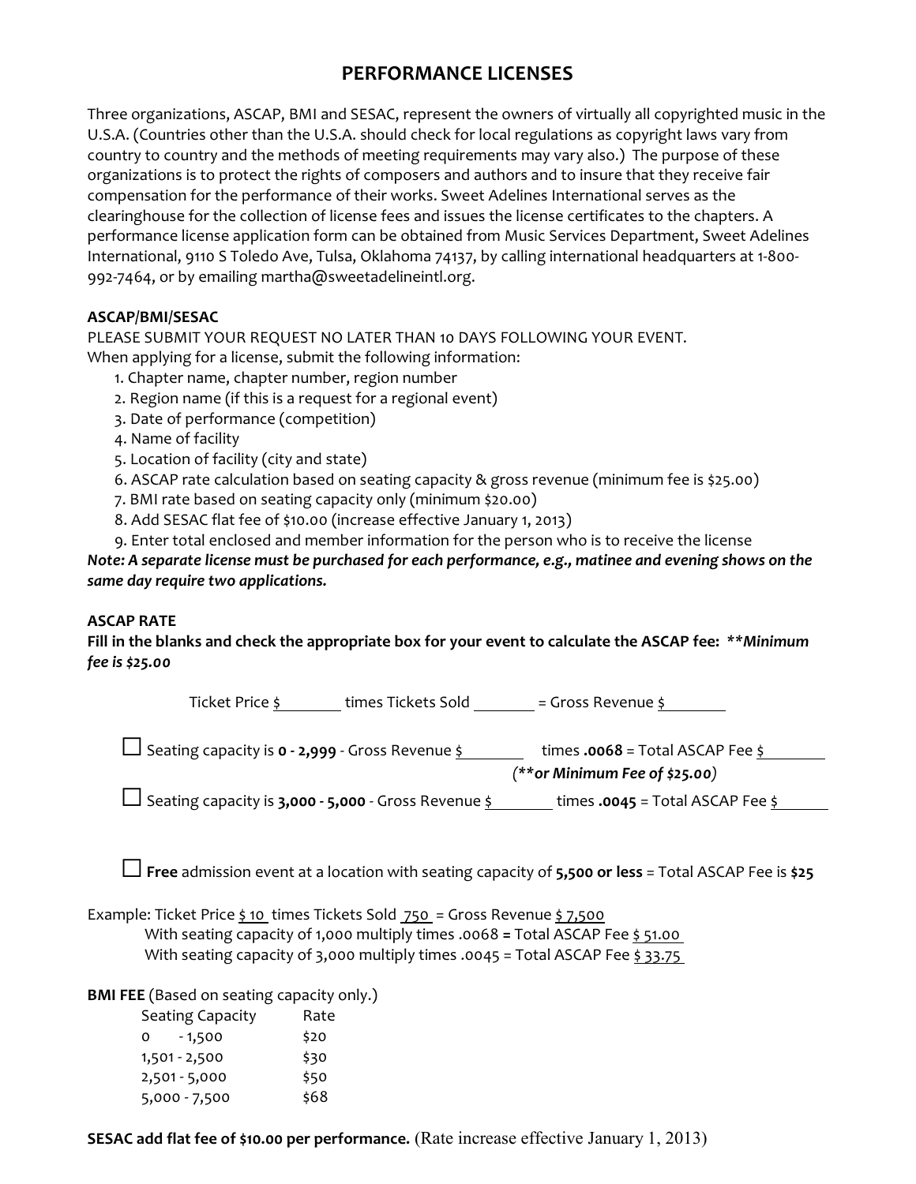# PERFORMANCE LICENSES

Three organizations, ASCAP, BMI and SESAC, represent the owners of virtually all copyrighted music in the U.S.A. (Countries other than the U.S.A. should check for local regulations as copyright laws vary from country to country and the methods of meeting requirements may vary also.) The purpose of these organizations is to protect the rights of composers and authors and to insure that they receive fair compensation for the performance of their works. Sweet Adelines International serves as the clearinghouse for the collection of license fees and issues the license certificates to the chapters. A performance license application form can be obtained from Music Services Department, Sweet Adelines International, 9110 S Toledo Ave, Tulsa, Oklahoma 74137, by calling international headquarters at 1-800-992-7464, or by emailing martha@sweetadelineintl.org.

**ASCAP/BMI/SESAC**

PLEASE SUBMIT YOUR REQUEST NO LATER THAN 10 DAYS FOLLOWING YOUR EVENT.
When applying for a license, submit the following information:

1. Chapter name, chapter number, region number
2. Region name (if this is a request for a regional event)
3. Date of performance (competition)
4. Name of facility
5. Location of facility (city and state)
6. ASCAP rate calculation based on seating capacity & gross revenue (minimum fee is $25.00)
7. BMI rate based on seating capacity only (minimum $20.00)
8. Add SESAC flat fee of $10.00 (increase effective January 1, 2013)
9. Enter total enclosed and member information for the person who is to receive the license

***Note: A separate license must be purchased for each performance, e.g., matinee and evening shows on the same day require two applications.***

**ASCAP RATE**

**Fill in the blanks and check the appropriate box for your event to calculate the ASCAP fee: \*\****Minimum fee is $25.00***

Ticket Price $\_\_\_\_\_\_\_ times Tickets Sold \_\_\_\_\_\_\_ = Gross Revenue $\_\_\_\_\_\_\_

☐ Seating capacity is **0 - 2,999** - Gross Revenue $\_\_\_\_\_\_\_ times **.0068** = Total ASCAP Fee $\_\_\_\_\_\_\_
*(\*\*or Minimum Fee of $25.00)*

☐ Seating capacity is **3,000 - 5,000** - Gross Revenue $\_\_\_\_\_\_\_ times **.0045** = Total ASCAP Fee $\_\_\_\_\_\_\_

☐ **Free** admission event at a location with seating capacity of **5,500 or less** = Total ASCAP Fee is **$25**

Example: Ticket Price $ 10 times Tickets Sold 750 = Gross Revenue $ 7,500
With seating capacity of 1,000 multiply times .0068 = Total ASCAP Fee $ 51.00
With seating capacity of 3,000 multiply times .0045 = Total ASCAP Fee $ 33.75

**BMI FEE** (Based on seating capacity only.)

| Seating Capacity | Rate |
|---|---|
| 0 - 1,500 | $20 |
| 1,501 - 2,500 | $30 |
| 2,501 - 5,000 | $50 |
| 5,000 - 7,500 | $68 |

**SESAC add flat fee of $10.00 per performance.** (Rate increase effective January 1, 2013)